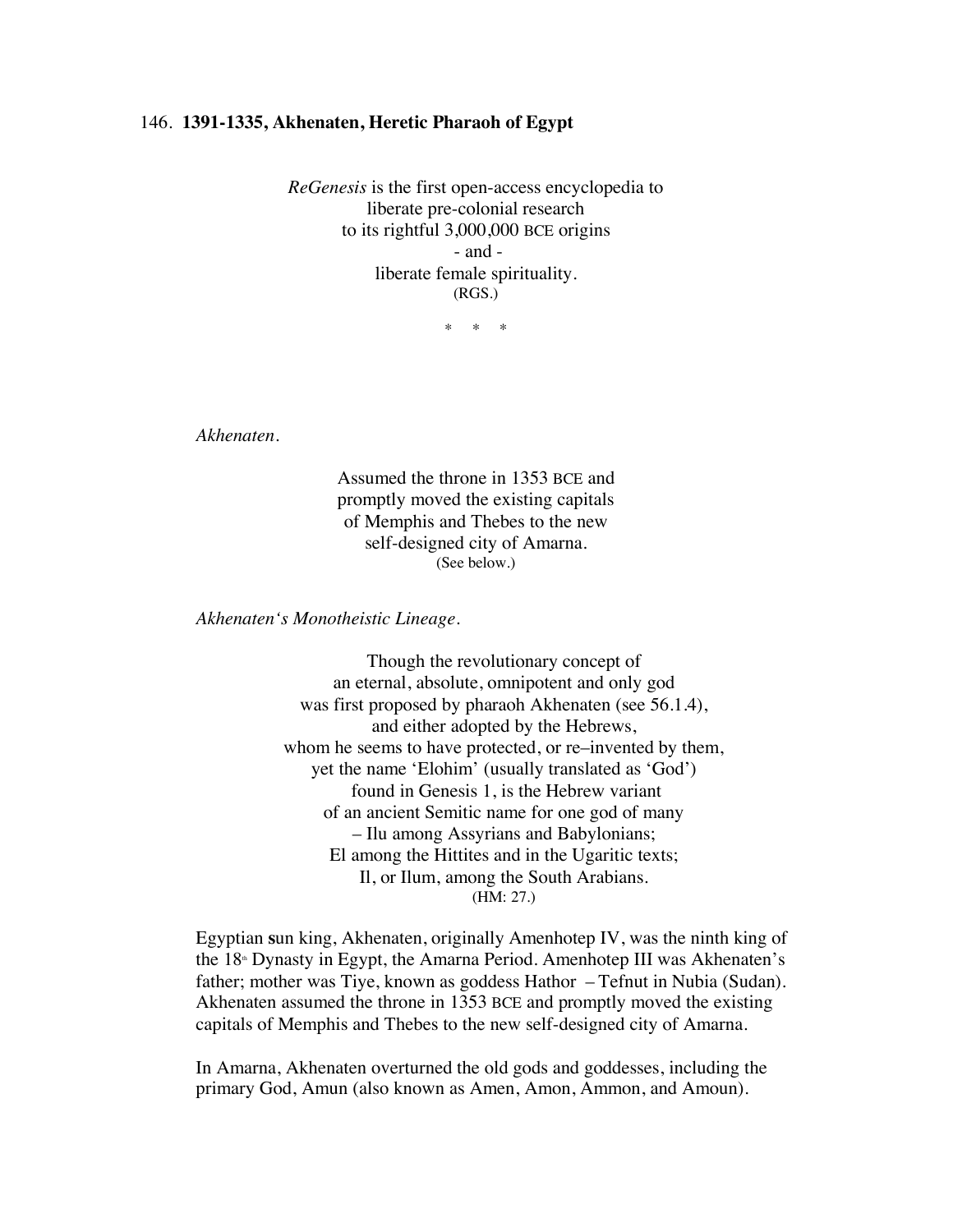146. **1391-1335, Akhenaten, Heretic Pharaoh of Egypt**

*ReGenesis* is the first open-access encyclopedia to
liberate pre-colonial research
to its rightful 3,000,000 BCE origins
- and -
liberate female spirituality.
(RGS.)

\* \* \*

*Akhenaten.*

Assumed the throne in 1353 BCE and
promptly moved the existing capitals
of Memphis and Thebes to the new
self-designed city of Amarna.
(See below.)

*Akhenaten's Monotheistic Lineage.*

Though the revolutionary concept of
an eternal, absolute, omnipotent and only god
was first proposed by pharaoh Akhenaten (see 56.1.4),
and either adopted by the Hebrews,
whom he seems to have protected, or re–invented by them,
yet the name 'Elohim' (usually translated as 'God')
found in Genesis 1, is the Hebrew variant
of an ancient Semitic name for one god of many
– Ilu among Assyrians and Babylonians;
El among the Hittites and in the Ugaritic texts;
Il, or Ilum, among the South Arabians.
(HM: 27.)

Egyptian sun king, Akhenaten, originally Amenhotep IV, was the ninth king of the 18th Dynasty in Egypt, the Amarna Period. Amenhotep III was Akhenaten's father; mother was Tiye, known as goddess Hathor – Tefnut in Nubia (Sudan). Akhenaten assumed the throne in 1353 BCE and promptly moved the existing capitals of Memphis and Thebes to the new self-designed city of Amarna.

In Amarna, Akhenaten overturned the old gods and goddesses, including the primary God, Amun (also known as Amen, Amon, Ammon, and Amoun).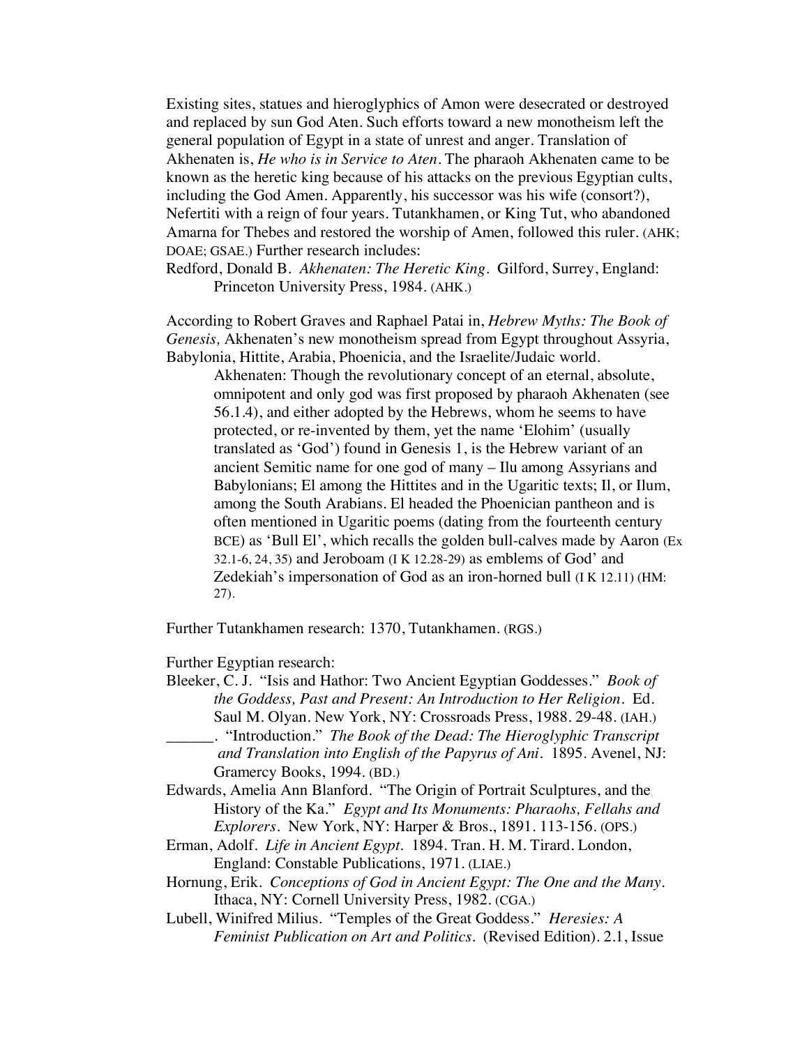Existing sites, statues and hieroglyphics of Amon were desecrated or destroyed and replaced by sun God Aten. Such efforts toward a new monotheism left the general population of Egypt in a state of unrest and anger. Translation of Akhenaten is, *He who is in Service to Aten*. The pharaoh Akhenaten came to be known as the heretic king because of his attacks on the previous Egyptian cults, including the God Amen. Apparently, his successor was his wife (consort?), Nefertiti with a reign of four years. Tutankhamen, or King Tut, who abandoned Amarna for Thebes and restored the worship of Amen, followed this ruler. (AHK; DOAE; GSAE.) Further research includes:

Redford, Donald B. *Akhenaten: The Heretic King*. Gilford, Surrey, England: Princeton University Press, 1984. (AHK.)

According to Robert Graves and Raphael Patai in, *Hebrew Myths: The Book of Genesis,* Akhenaten's new monotheism spread from Egypt throughout Assyria, Babylonia, Hittite, Arabia, Phoenicia, and the Israelite/Judaic world.

> Akhenaten: Though the revolutionary concept of an eternal, absolute, omnipotent and only god was first proposed by pharaoh Akhenaten (see 56.1.4), and either adopted by the Hebrews, whom he seems to have protected, or re-invented by them, yet the name 'Elohim' (usually translated as 'God') found in Genesis 1, is the Hebrew variant of an ancient Semitic name for one god of many – Ilu among Assyrians and Babylonians; El among the Hittites and in the Ugaritic texts; Il, or Ilum, among the South Arabians. El headed the Phoenician pantheon and is often mentioned in Ugaritic poems (dating from the fourteenth century BCE) as 'Bull El', which recalls the golden bull-calves made by Aaron (Ex 32.1-6, 24, 35) and Jeroboam (I K 12.28-29) as emblems of God' and Zedekiah's impersonation of God as an iron-horned bull (I K 12.11) (HM: 27).

Further Tutankhamen research: 1370, Tutankhamen. (RGS.)

Further Egyptian research:

Bleeker, C. J. "Isis and Hathor: Two Ancient Egyptian Goddesses." *Book of the Goddess, Past and Present: An Introduction to Her Religion*. Ed. Saul M. Olyan. New York, NY: Crossroads Press, 1988. 29-48. (IAH.)

______. "Introduction." *The Book of the Dead: The Hieroglyphic Transcript and Translation into English of the Papyrus of Ani*. 1895. Avenel, NJ: Gramercy Books, 1994. (BD.)

Edwards, Amelia Ann Blanford. "The Origin of Portrait Sculptures, and the History of the Ka." *Egypt and Its Monuments: Pharaohs, Fellahs and Explorers*. New York, NY: Harper & Bros., 1891. 113-156. (OPS.)

Erman, Adolf. *Life in Ancient Egypt*. 1894. Tran. H. M. Tirard. London, England: Constable Publications, 1971. (LIAE.)

Hornung, Erik. *Conceptions of God in Ancient Egypt: The One and the Many*. Ithaca, NY: Cornell University Press, 1982. (CGA.)

Lubell, Winifred Milius. "Temples of the Great Goddess." *Heresies: A Feminist Publication on Art and Politics*. (Revised Edition). 2.1, Issue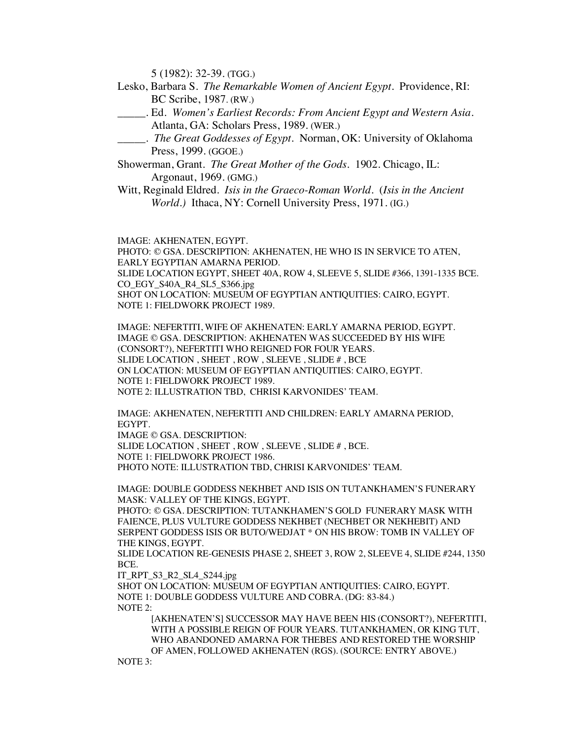5 (1982): 32-39. (TGG.)

Lesko, Barbara S. *The Remarkable Women of Ancient Egypt*. Providence, RI: BC Scribe, 1987. (RW.)

_____. Ed. *Women's Earliest Records: From Ancient Egypt and Western Asia*. Atlanta, GA: Scholars Press, 1989. (WER.)

_____. *The Great Goddesses of Egypt*. Norman, OK: University of Oklahoma Press, 1999. (GGOE.)

Showerman, Grant. *The Great Mother of the Gods*. 1902. Chicago, IL: Argonaut, 1969. (GMG.)

Witt, Reginald Eldred. *Isis in the Graeco-Roman World*. (*Isis in the Ancient World.*) Ithaca, NY: Cornell University Press, 1971. (IG.)

IMAGE: AKHENATEN, EGYPT.
PHOTO: © GSA. DESCRIPTION: AKHENATEN, HE WHO IS IN SERVICE TO ATEN, EARLY EGYPTIAN AMARNA PERIOD.
SLIDE LOCATION EGYPT, SHEET 40A, ROW 4, SLEEVE 5, SLIDE #366, 1391-1335 BCE.
CO_EGY_S40A_R4_SL5_S366.jpg
SHOT ON LOCATION: MUSEUM OF EGYPTIAN ANTIQUITIES: CAIRO, EGYPT.
NOTE 1: FIELDWORK PROJECT 1989.

IMAGE: NEFERTITI, WIFE OF AKHENATEN: EARLY AMARNA PERIOD, EGYPT.
IMAGE © GSA. DESCRIPTION: AKHENATEN WAS SUCCEEDED BY HIS WIFE (CONSORT?), NEFERTITI WHO REIGNED FOR FOUR YEARS.
SLIDE LOCATION , SHEET , ROW , SLEEVE , SLIDE # , BCE
ON LOCATION: MUSEUM OF EGYPTIAN ANTIQUITIES: CAIRO, EGYPT.
NOTE 1: FIELDWORK PROJECT 1989.
NOTE 2: ILLUSTRATION TBD, CHRISI KARVONIDES' TEAM.

IMAGE: AKHENATEN, NEFERTITI AND CHILDREN: EARLY AMARNA PERIOD, EGYPT.
IMAGE © GSA. DESCRIPTION:
SLIDE LOCATION , SHEET , ROW , SLEEVE , SLIDE # , BCE.
NOTE 1: FIELDWORK PROJECT 1986.
PHOTO NOTE: ILLUSTRATION TBD, CHRISI KARVONIDES' TEAM.

IMAGE: DOUBLE GODDESS NEKHBET AND ISIS ON TUTANKHAMEN'S FUNERARY MASK: VALLEY OF THE KINGS, EGYPT.
PHOTO: © GSA. DESCRIPTION: TUTANKHAMEN'S GOLD FUNERARY MASK WITH FAIENCE, PLUS VULTURE GODDESS NEKHBET (NECHBET OR NEKHEBIT) AND SERPENT GODDESS ISIS OR BUTO/WEDJAT * ON HIS BROW: TOMB IN VALLEY OF THE KINGS, EGYPT.
SLIDE LOCATION RE-GENESIS PHASE 2, SHEET 3, ROW 2, SLEEVE 4, SLIDE #244, 1350 BCE.
IT_RPT_S3_R2_SL4_S244.jpg
SHOT ON LOCATION: MUSEUM OF EGYPTIAN ANTIQUITIES: CAIRO, EGYPT.
NOTE 1: DOUBLE GODDESS VULTURE AND COBRA. (DG: 83-84.)
NOTE 2:

> [AKHENATEN'S] SUCCESSOR MAY HAVE BEEN HIS (CONSORT?), NEFERTITI, WITH A POSSIBLE REIGN OF FOUR YEARS. TUTANKHAMEN, OR KING TUT, WHO ABANDONED AMARNA FOR THEBES AND RESTORED THE WORSHIP OF AMEN, FOLLOWED AKHENATEN (RGS). (SOURCE: ENTRY ABOVE.)

NOTE 3: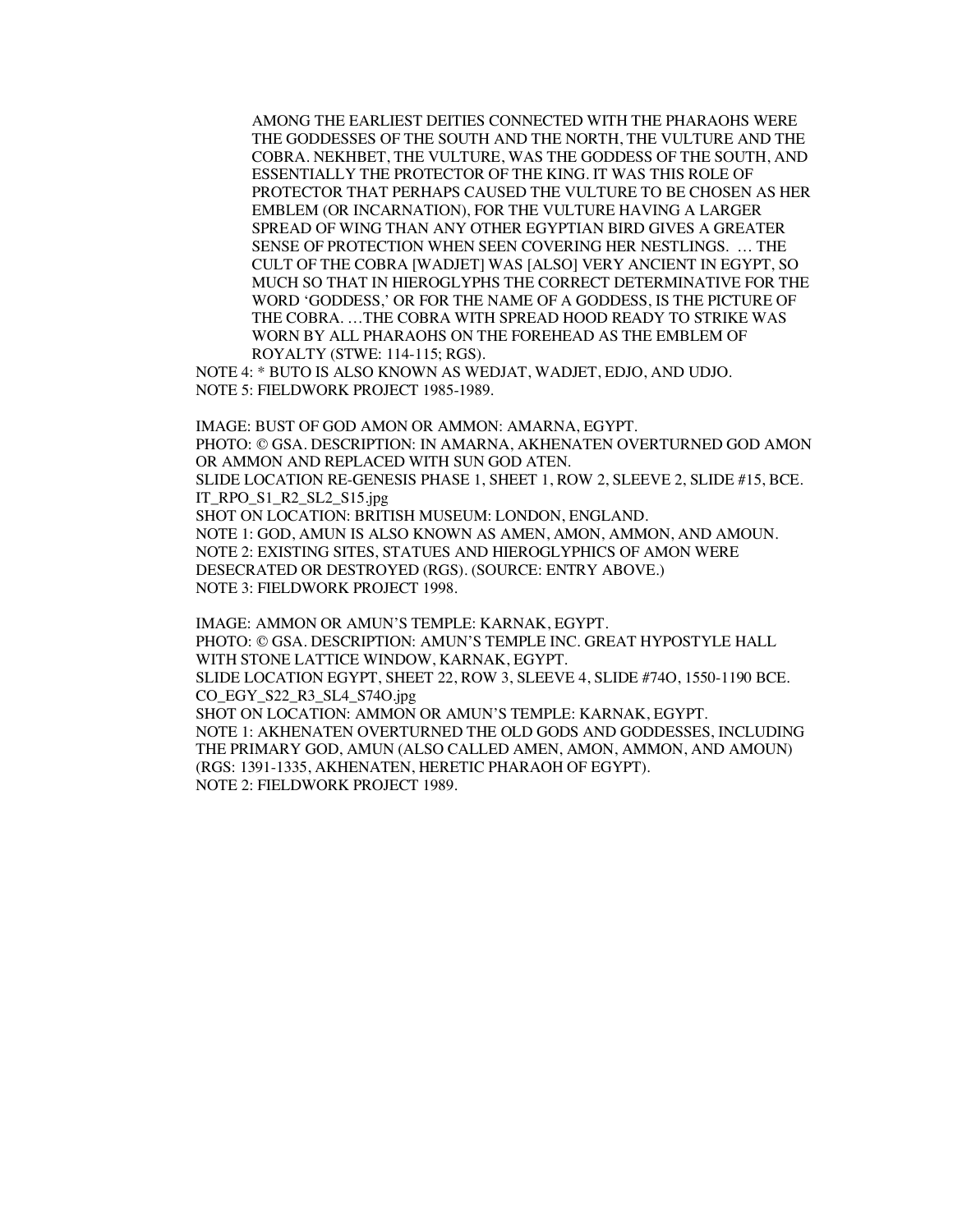> AMONG THE EARLIEST DEITIES CONNECTED WITH THE PHARAOHS WERE THE GODDESSES OF THE SOUTH AND THE NORTH, THE VULTURE AND THE COBRA. NEKHBET, THE VULTURE, WAS THE GODDESS OF THE SOUTH, AND ESSENTIALLY THE PROTECTOR OF THE KING. IT WAS THIS ROLE OF PROTECTOR THAT PERHAPS CAUSED THE VULTURE TO BE CHOSEN AS HER EMBLEM (OR INCARNATION), FOR THE VULTURE HAVING A LARGER SPREAD OF WING THAN ANY OTHER EGYPTIAN BIRD GIVES A GREATER SENSE OF PROTECTION WHEN SEEN COVERING HER NESTLINGS. … THE CULT OF THE COBRA [WADJET] WAS [ALSO] VERY ANCIENT IN EGYPT, SO MUCH SO THAT IN HIEROGLYPHS THE CORRECT DETERMINATIVE FOR THE WORD 'GODDESS,' OR FOR THE NAME OF A GODDESS, IS THE PICTURE OF THE COBRA. …THE COBRA WITH SPREAD HOOD READY TO STRIKE WAS WORN BY ALL PHARAOHS ON THE FOREHEAD AS THE EMBLEM OF ROYALTY (STWE: 114-115; RGS).

NOTE 4: * BUTO IS ALSO KNOWN AS WEDJAT, WADJET, EDJO, AND UDJO.
NOTE 5: FIELDWORK PROJECT 1985-1989.

IMAGE: BUST OF GOD AMON OR AMMON: AMARNA, EGYPT.
PHOTO: © GSA. DESCRIPTION: IN AMARNA, AKHENATEN OVERTURNED GOD AMON OR AMMON AND REPLACED WITH SUN GOD ATEN.
SLIDE LOCATION RE-GENESIS PHASE 1, SHEET 1, ROW 2, SLEEVE 2, SLIDE #15, BCE.
IT_RPO_S1_R2_SL2_S15.jpg
SHOT ON LOCATION: BRITISH MUSEUM: LONDON, ENGLAND.
NOTE 1: GOD, AMUN IS ALSO KNOWN AS AMEN, AMON, AMMON, AND AMOUN.
NOTE 2: EXISTING SITES, STATUES AND HIEROGLYPHICS OF AMON WERE DESECRATED OR DESTROYED (RGS). (SOURCE: ENTRY ABOVE.)
NOTE 3: FIELDWORK PROJECT 1998.

IMAGE: AMMON OR AMUN'S TEMPLE: KARNAK, EGYPT.
PHOTO: © GSA. DESCRIPTION: AMUN'S TEMPLE INC. GREAT HYPOSTYLE HALL WITH STONE LATTICE WINDOW, KARNAK, EGYPT.
SLIDE LOCATION EGYPT, SHEET 22, ROW 3, SLEEVE 4, SLIDE #74O, 1550-1190 BCE.
CO_EGY_S22_R3_SL4_S74O.jpg
SHOT ON LOCATION: AMMON OR AMUN'S TEMPLE: KARNAK, EGYPT.
NOTE 1: AKHENATEN OVERTURNED THE OLD GODS AND GODDESSES, INCLUDING THE PRIMARY GOD, AMUN (ALSO CALLED AMEN, AMON, AMMON, AND AMOUN) (RGS: 1391-1335, AKHENATEN, HERETIC PHARAOH OF EGYPT).
NOTE 2: FIELDWORK PROJECT 1989.